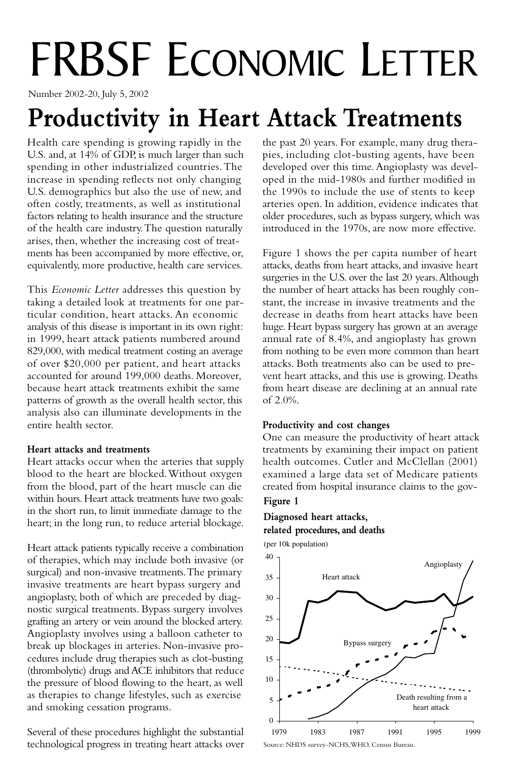# FRBSF Economic Letter

Number 2002-20, July 5, 2002

## Productivity in Heart Attack Treatments

Health care spending is growing rapidly in the U.S. and, at 14% of GDP, is much larger than such spending in other industrialized countries. The increase in spending reflects not only changing U.S. demographics but also the use of new, and often costly, treatments, as well as institutional factors relating to health insurance and the structure of the health care industry. The question naturally arises, then, whether the increasing cost of treatments has been accompanied by more effective, or, equivalently, more productive, health care services.

This *Economic Letter* addresses this question by taking a detailed look at treatments for one particular condition, heart attacks. An economic analysis of this disease is important in its own right: in 1999, heart attack patients numbered around 829,000, with medical treatment costing an average of over $20,000 per patient, and heart attacks accounted for around 199,000 deaths. Moreover, because heart attack treatments exhibit the same patterns of growth as the overall health sector, this analysis also can illuminate developments in the entire health sector.

**Heart attacks and treatments**

Heart attacks occur when the arteries that supply blood to the heart are blocked. Without oxygen from the blood, part of the heart muscle can die within hours. Heart attack treatments have two goals: in the short run, to limit immediate damage to the heart; in the long run, to reduce arterial blockage.

Heart attack patients typically receive a combination of therapies, which may include both invasive (or surgical) and non-invasive treatments. The primary invasive treatments are heart bypass surgery and angioplasty, both of which are preceded by diagnostic surgical treatments. Bypass surgery involves grafting an artery or vein around the blocked artery. Angioplasty involves using a balloon catheter to break up blockages in arteries. Non-invasive procedures include drug therapies such as clot-busting (thrombolytic) drugs and ACE inhibitors that reduce the pressure of blood flowing to the heart, as well as therapies to change lifestyles, such as exercise and smoking cessation programs.

Several of these procedures highlight the substantial technological progress in treating heart attacks over the past 20 years. For example, many drug therapies, including clot-busting agents, have been developed over this time. Angioplasty was developed in the mid-1980s and further modified in the 1990s to include the use of stents to keep arteries open. In addition, evidence indicates that older procedures, such as bypass surgery, which was introduced in the 1970s, are now more effective.

Figure 1 shows the per capita number of heart attacks, deaths from heart attacks, and invasive heart surgeries in the U.S. over the last 20 years. Although the number of heart attacks has been roughly constant, the increase in invasive treatments and the decrease in deaths from heart attacks have been huge. Heart bypass surgery has grown at an average annual rate of 8.4%, and angioplasty has grown from nothing to be even more common than heart attacks. Both treatments also can be used to prevent heart attacks, and this use is growing. Deaths from heart disease are declining at an annual rate of 2.0%.

**Productivity and cost changes**

One can measure the productivity of heart attack treatments by examining their impact on patient health outcomes. Cutler and McClellan (2001) examined a large data set of Medicare patients created from hospital insurance claims to the gov-

**Figure 1**

**Diagnosed heart attacks, related procedures, and deaths**

(per 10k population)

Source: NHDS survey-NCHS, WHO, Census Bureau.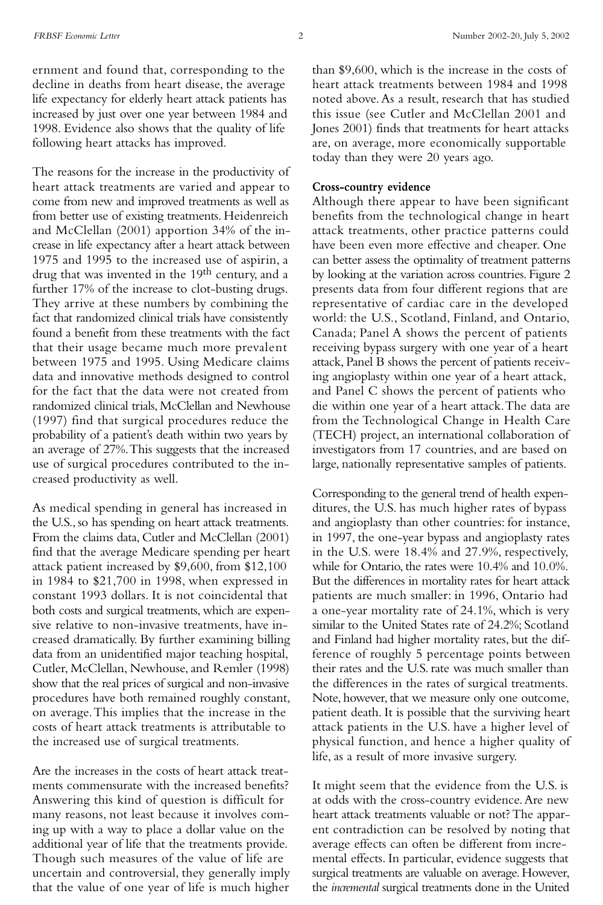ernment and found that, corresponding to the decline in deaths from heart disease, the average life expectancy for elderly heart attack patients has increased by just over one year between 1984 and 1998. Evidence also shows that the quality of life following heart attacks has improved.

The reasons for the increase in the productivity of heart attack treatments are varied and appear to come from new and improved treatments as well as from better use of existing treatments. Heidenreich and McClellan (2001) apportion 34% of the increase in life expectancy after a heart attack between 1975 and 1995 to the increased use of aspirin, a drug that was invented in the 19th century, and a further 17% of the increase to clot-busting drugs. They arrive at these numbers by combining the fact that randomized clinical trials have consistently found a benefit from these treatments with the fact that their usage became much more prevalent between 1975 and 1995. Using Medicare claims data and innovative methods designed to control for the fact that the data were not created from randomized clinical trials, McClellan and Newhouse (1997) find that surgical procedures reduce the probability of a patient's death within two years by an average of 27%. This suggests that the increased use of surgical procedures contributed to the increased productivity as well.

As medical spending in general has increased in the U.S., so has spending on heart attack treatments. From the claims data, Cutler and McClellan (2001) find that the average Medicare spending per heart attack patient increased by $9,600, from $12,100 in 1984 to $21,700 in 1998, when expressed in constant 1993 dollars. It is not coincidental that both costs and surgical treatments, which are expensive relative to non-invasive treatments, have increased dramatically. By further examining billing data from an unidentified major teaching hospital, Cutler, McClellan, Newhouse, and Remler (1998) show that the real prices of surgical and non-invasive procedures have both remained roughly constant, on average. This implies that the increase in the costs of heart attack treatments is attributable to the increased use of surgical treatments.

Are the increases in the costs of heart attack treatments commensurate with the increased benefits? Answering this kind of question is difficult for many reasons, not least because it involves coming up with a way to place a dollar value on the additional year of life that the treatments provide. Though such measures of the value of life are uncertain and controversial, they generally imply that the value of one year of life is much higher than $9,600, which is the increase in the costs of heart attack treatments between 1984 and 1998 noted above. As a result, research that has studied this issue (see Cutler and McClellan 2001 and Jones 2001) finds that treatments for heart attacks are, on average, more economically supportable today than they were 20 years ago.

**Cross-country evidence**

Although there appear to have been significant benefits from the technological change in heart attack treatments, other practice patterns could have been even more effective and cheaper. One can better assess the optimality of treatment patterns by looking at the variation across countries. Figure 2 presents data from four different regions that are representative of cardiac care in the developed world: the U.S., Scotland, Finland, and Ontario, Canada; Panel A shows the percent of patients receiving bypass surgery with one year of a heart attack, Panel B shows the percent of patients receiving angioplasty within one year of a heart attack, and Panel C shows the percent of patients who die within one year of a heart attack. The data are from the Technological Change in Health Care (TECH) project, an international collaboration of investigators from 17 countries, and are based on large, nationally representative samples of patients.

Corresponding to the general trend of health expenditures, the U.S. has much higher rates of bypass and angioplasty than other countries: for instance, in 1997, the one-year bypass and angioplasty rates in the U.S. were 18.4% and 27.9%, respectively, while for Ontario, the rates were 10.4% and 10.0%. But the differences in mortality rates for heart attack patients are much smaller: in 1996, Ontario had a one-year mortality rate of 24.1%, which is very similar to the United States rate of 24.2%; Scotland and Finland had higher mortality rates, but the difference of roughly 5 percentage points between their rates and the U.S. rate was much smaller than the differences in the rates of surgical treatments. Note, however, that we measure only one outcome, patient death. It is possible that the surviving heart attack patients in the U.S. have a higher level of physical function, and hence a higher quality of life, as a result of more invasive surgery.

It might seem that the evidence from the U.S. is at odds with the cross-country evidence. Are new heart attack treatments valuable or not? The apparent contradiction can be resolved by noting that average effects can often be different from incremental effects. In particular, evidence suggests that surgical treatments are valuable on average. However, the *incremental* surgical treatments done in the United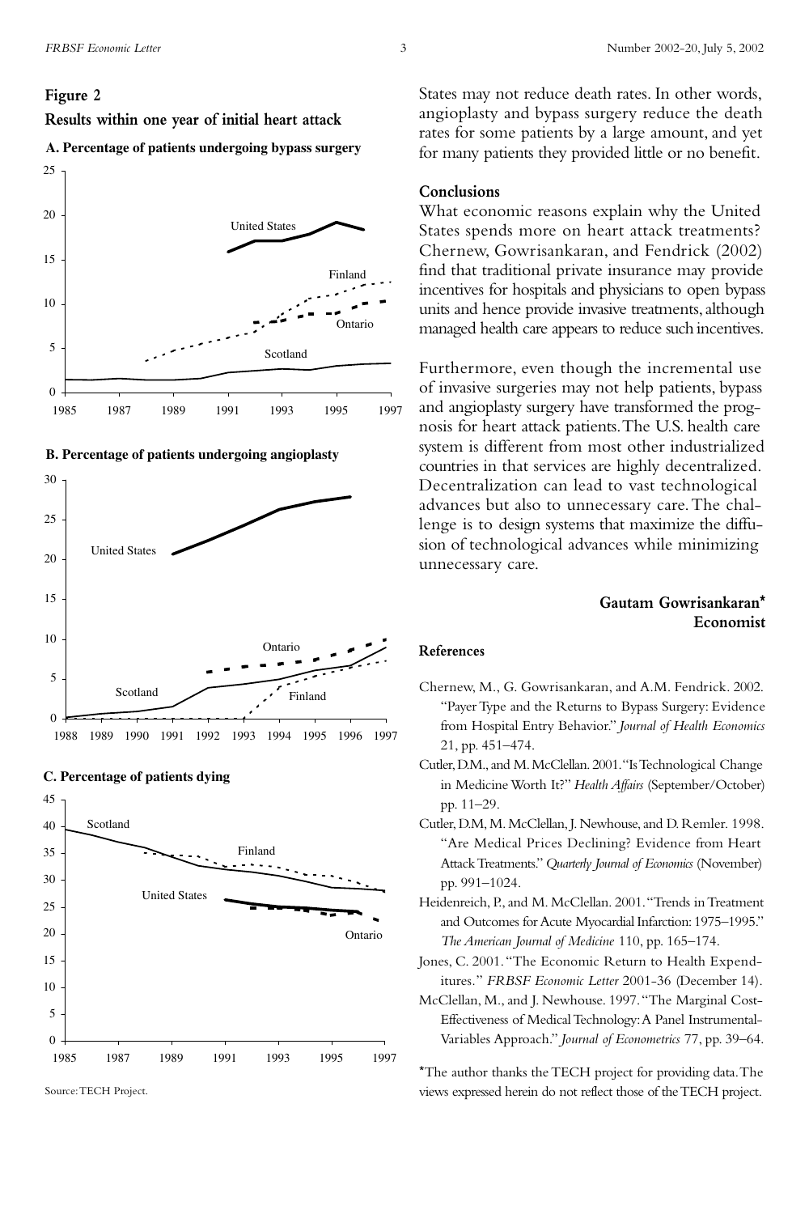**Figure 2**

**Results within one year of initial heart attack**

**A. Percentage of patients undergoing bypass surgery**

**B. Percentage of patients undergoing angioplasty**

**C. Percentage of patients dying**

Source: TECH Project.

States may not reduce death rates. In other words, angioplasty and bypass surgery reduce the death rates for some patients by a large amount, and yet for many patients they provided little or no benefit.

## Conclusions

What economic reasons explain why the United States spends more on heart attack treatments? Chernew, Gowrisankaran, and Fendrick (2002) find that traditional private insurance may provide incentives for hospitals and physicians to open bypass units and hence provide invasive treatments, although managed health care appears to reduce such incentives.

Furthermore, even though the incremental use of invasive surgeries may not help patients, bypass and angioplasty surgery have transformed the prognosis for heart attack patients. The U.S. health care system is different from most other industrialized countries in that services are highly decentralized. Decentralization can lead to vast technological advances but also to unnecessary care. The challenge is to design systems that maximize the diffusion of technological advances while minimizing unnecessary care.

**Gautam Gowrisankaran***
**Economist**

## References

Chernew, M., G. Gowrisankaran, and A.M. Fendrick. 2002. "Payer Type and the Returns to Bypass Surgery: Evidence from Hospital Entry Behavior." *Journal of Health Economics* 21, pp. 451–474.

Cutler, D.M., and M. McClellan. 2001. "Is Technological Change in Medicine Worth It?" *Health Affairs* (September/October) pp. 11–29.

Cutler, D.M, M. McClellan, J. Newhouse, and D. Remler. 1998. "Are Medical Prices Declining? Evidence from Heart Attack Treatments." *Quarterly Journal of Economics* (November) pp. 991–1024.

Heidenreich, P., and M. McClellan. 2001. "Trends in Treatment and Outcomes for Acute Myocardial Infarction: 1975–1995." *The American Journal of Medicine* 110, pp. 165–174.

Jones, C. 2001. "The Economic Return to Health Expenditures." *FRBSF Economic Letter* 2001-36 (December 14).

McClellan, M., and J. Newhouse. 1997. "The Marginal Cost-Effectiveness of Medical Technology: A Panel Instrumental-Variables Approach." *Journal of Econometrics* 77, pp. 39–64.

*The author thanks the TECH project for providing data. The views expressed herein do not reflect those of the TECH project.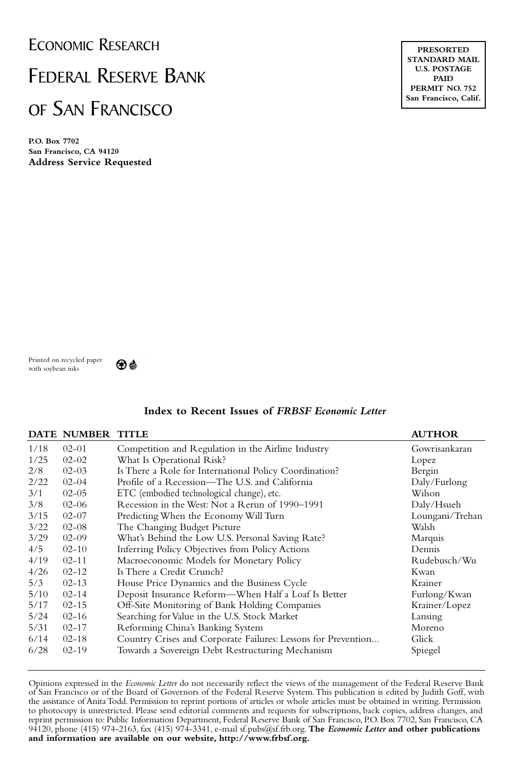# ECONOMIC RESEARCH

# FEDERAL RESERVE BANK OF SAN FRANCISCO

**P.O. Box 7702**
**San Francisco, CA 94120**
**Address Service Requested**

**PRESORTED**
**STANDARD MAIL**
**U.S. POSTAGE**
**PAID**
**PERMIT NO. 752**
**San Francisco, Calif.**

Printed on recycled paper with soybean inks

### Index to Recent Issues of *FRBSF Economic Letter*

| DATE | NUMBER | TITLE | AUTHOR |
|---|---|---|---|
| 1/18 | 02-01 | Competition and Regulation in the Airline Industry | Gowrisankaran |
| 1/25 | 02-02 | What Is Operational Risk? | Lopez |
| 2/8 | 02-03 | Is There a Role for International Policy Coordination? | Bergin |
| 2/22 | 02-04 | Profile of a Recession—The U.S. and California | Daly/Furlong |
| 3/1 | 02-05 | ETC (embodied technological change), etc. | Wilson |
| 3/8 | 02-06 | Recession in the West: Not a Rerun of 1990–1991 | Daly/Hsueh |
| 3/15 | 02-07 | Predicting When the Economy Will Turn | Loungani/Trehan |
| 3/22 | 02-08 | The Changing Budget Picture | Walsh |
| 3/29 | 02-09 | What's Behind the Low U.S. Personal Saving Rate? | Marquis |
| 4/5 | 02-10 | Inferring Policy Objectives from Policy Actions | Dennis |
| 4/19 | 02-11 | Macroeconomic Models for Monetary Policy | Rudebusch/Wu |
| 4/26 | 02-12 | Is There a Credit Crunch? | Kwan |
| 5/3 | 02-13 | House Price Dynamics and the Business Cycle | Krainer |
| 5/10 | 02-14 | Deposit Insurance Reform—When Half a Loaf Is Better | Furlong/Kwan |
| 5/17 | 02-15 | Off-Site Monitoring of Bank Holding Companies | Krainer/Lopez |
| 5/24 | 02-16 | Searching for Value in the U.S. Stock Market | Lansing |
| 5/31 | 02-17 | Reforming China's Banking System | Moreno |
| 6/14 | 02-18 | Country Crises and Corporate Failures: Lessons for Prevention... | Glick |
| 6/28 | 02-19 | Towards a Sovereign Debt Restructuring Mechanism | Spiegel |

Opinions expressed in the *Economic Letter* do not necessarily reflect the views of the management of the Federal Reserve Bank of San Francisco or of the Board of Governors of the Federal Reserve System. This publication is edited by Judith Goff, with the assistance of Anita Todd. Permission to reprint portions of articles or whole articles must be obtained in writing. Permission to photocopy is unrestricted. Please send editorial comments and requests for subscriptions, back copies, address changes, and reprint permission to: Public Information Department, Federal Reserve Bank of San Francisco, P.O. Box 7702, San Francisco, CA 94120, phone (415) 974-2163, fax (415) 974-3341, e-mail sf.pubs@sf.frb.org. **The *Economic Letter* and other publications and information are available on our website, http://www.frbsf.org.**